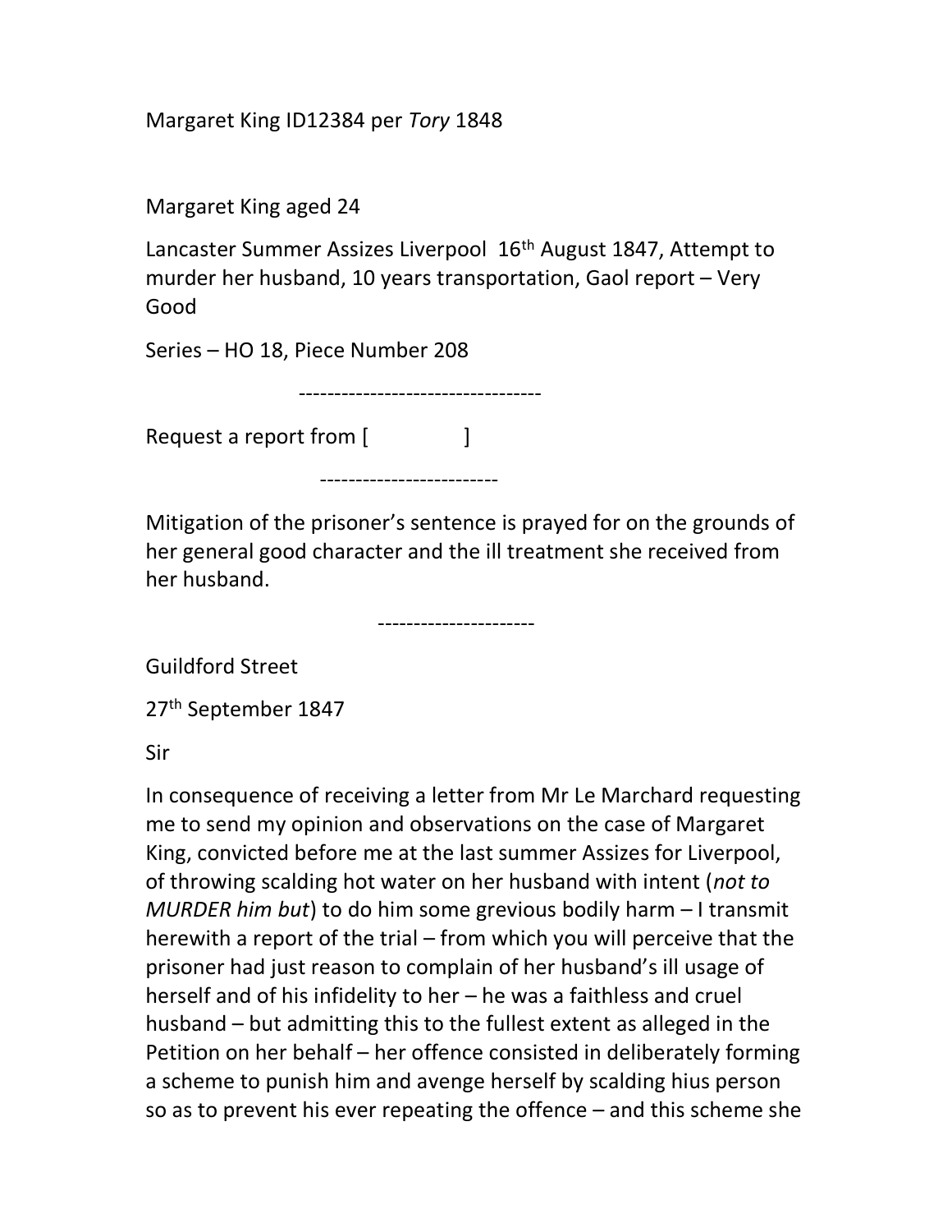Margaret King ID12384 per *Tory* 1848

Margaret King aged 24

Lancaster Summer Assizes Liverpool 16th August 1847, Attempt to murder her husband, 10 years transportation, Gaol report – Very Good

Series – HO 18, Piece Number 208

---

Request a report from [ ]

---

Mitigation of the prisoner's sentence is prayed for on the grounds of her general good character and the ill treatment she received from her husband.

---

Guildford Street

27th September 1847

Sir

In consequence of receiving a letter from Mr Le Marchard requesting me to send my opinion and observations on the case of Margaret King, convicted before me at the last summer Assizes for Liverpool, of throwing scalding hot water on her husband with intent (*not to MURDER him but*) to do him some grevious bodily harm – I transmit herewith a report of the trial – from which you will perceive that the prisoner had just reason to complain of her husband's ill usage of herself and of his infidelity to her – he was a faithless and cruel husband – but admitting this to the fullest extent as alleged in the Petition on her behalf – her offence consisted in deliberately forming a scheme to punish him and avenge herself by scalding hius person so as to prevent his ever repeating the offence – and this scheme she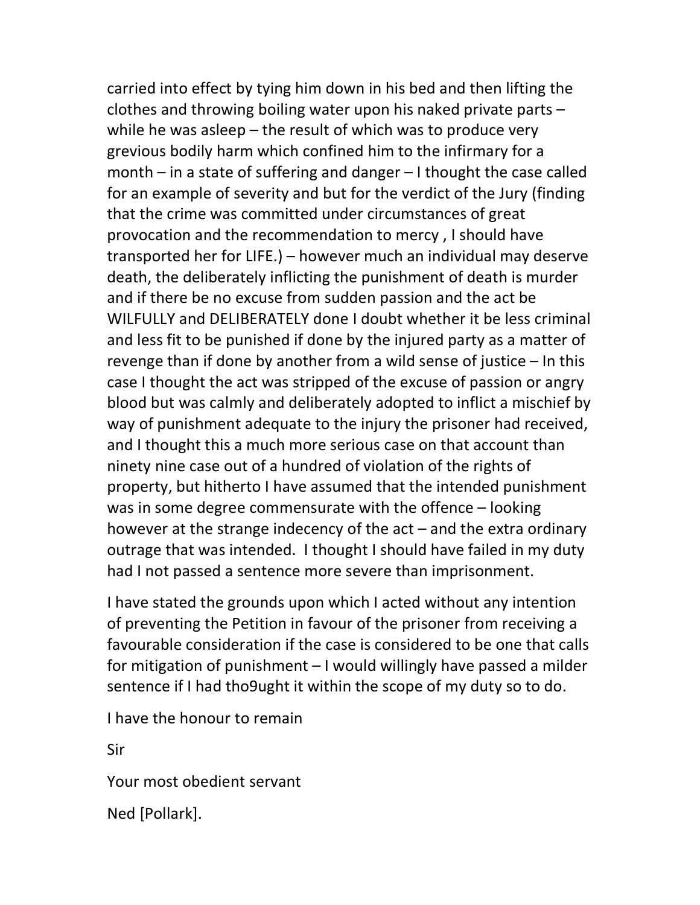carried into effect by tying him down in his bed and then lifting the clothes and throwing boiling water upon his naked private parts – while he was asleep – the result of which was to produce very grevious bodily harm which confined him to the infirmary for a month – in a state of suffering and danger – I thought the case called for an example of severity and but for the verdict of the Jury (finding that the crime was committed under circumstances of great provocation and the recommendation to mercy , I should have transported her for LIFE.) – however much an individual may deserve death, the deliberately inflicting the punishment of death is murder and if there be no excuse from sudden passion and the act be WILFULLY and DELIBERATELY done I doubt whether it be less criminal and less fit to be punished if done by the injured party as a matter of revenge than if done by another from a wild sense of justice – In this case I thought the act was stripped of the excuse of passion or angry blood but was calmly and deliberately adopted to inflict a mischief by way of punishment adequate to the injury the prisoner had received, and I thought this a much more serious case on that account than ninety nine case out of a hundred of violation of the rights of property, but hitherto I have assumed that the intended punishment was in some degree commensurate with the offence – looking however at the strange indecency of the act – and the extra ordinary outrage that was intended. I thought I should have failed in my duty had I not passed a sentence more severe than imprisonment.

I have stated the grounds upon which I acted without any intention of preventing the Petition in favour of the prisoner from receiving a favourable consideration if the case is considered to be one that calls for mitigation of punishment – I would willingly have passed a milder sentence if I had tho9ught it within the scope of my duty so to do.

I have the honour to remain

Sir

Your most obedient servant

Ned [Pollark].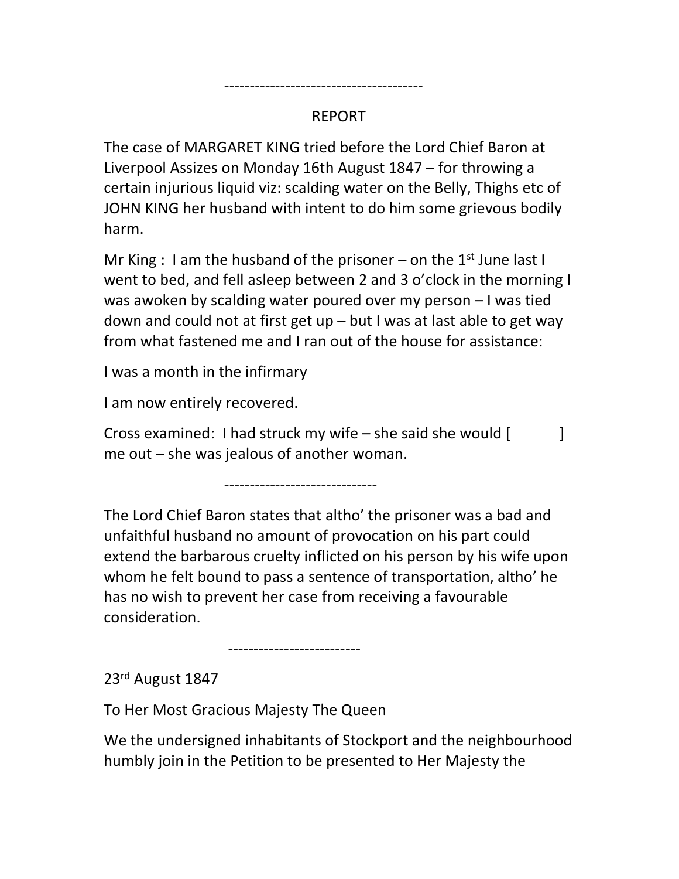---------------------------------------

REPORT

The case of MARGARET KING tried before the Lord Chief Baron at Liverpool Assizes on Monday 16th August 1847 – for throwing a certain injurious liquid viz: scalding water on the Belly, Thighs etc of JOHN KING her husband with intent to do him some grievous bodily harm.

Mr King : I am the husband of the prisoner – on the 1st June last I went to bed, and fell asleep between 2 and 3 o'clock in the morning I was awoken by scalding water poured over my person – I was tied down and could not at first get up – but I was at last able to get way from what fastened me and I ran out of the house for assistance:

I was a month in the infirmary

I am now entirely recovered.

Cross examined: I had struck my wife – she said she would [ ] me out – she was jealous of another woman.

------------------------------

The Lord Chief Baron states that altho' the prisoner was a bad and unfaithful husband no amount of provocation on his part could extend the barbarous cruelty inflicted on his person by his wife upon whom he felt bound to pass a sentence of transportation, altho' he has no wish to prevent her case from receiving a favourable consideration.

-------------------------

23rd August 1847

To Her Most Gracious Majesty The Queen

We the undersigned inhabitants of Stockport and the neighbourhood humbly join in the Petition to be presented to Her Majesty the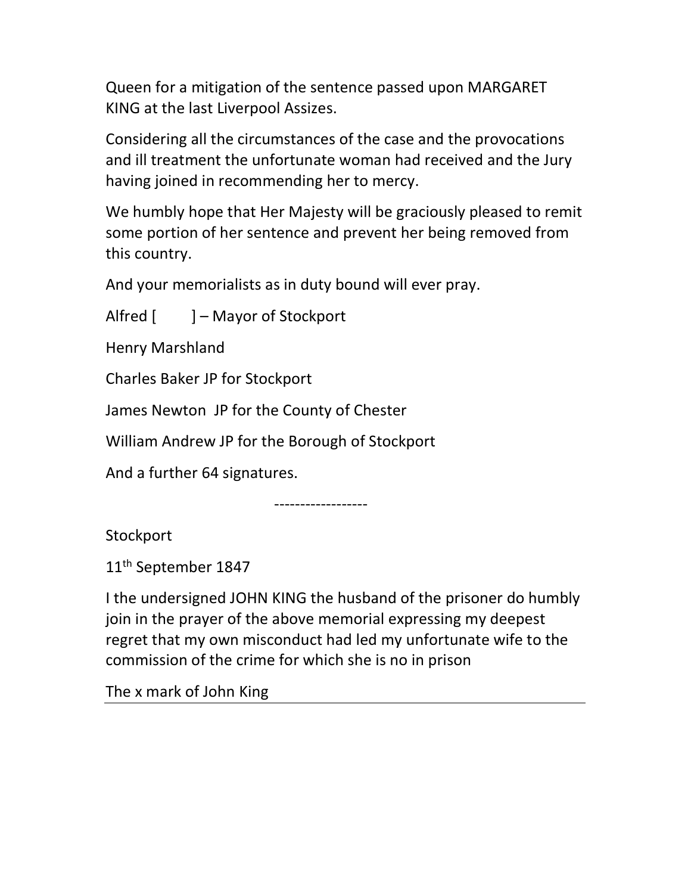Queen for a mitigation of the sentence passed upon MARGARET KING at the last Liverpool Assizes.

Considering all the circumstances of the case and the provocations and ill treatment the unfortunate woman had received and the Jury having joined in recommending her to mercy.

We humbly hope that Her Majesty will be graciously pleased to remit some portion of her sentence and prevent her being removed from this country.

And your memorialists as in duty bound will ever pray.

Alfred [ ] – Mayor of Stockport

Henry Marshland

Charles Baker JP for Stockport

James Newton JP for the County of Chester

William Andrew JP for the Borough of Stockport

And a further 64 signatures.

------------------

Stockport

11th September 1847

I the undersigned JOHN KING the husband of the prisoner do humbly join in the prayer of the above memorial expressing my deepest regret that my own misconduct had led my unfortunate wife to the commission of the crime for which she is no in prison

The x mark of John King

---